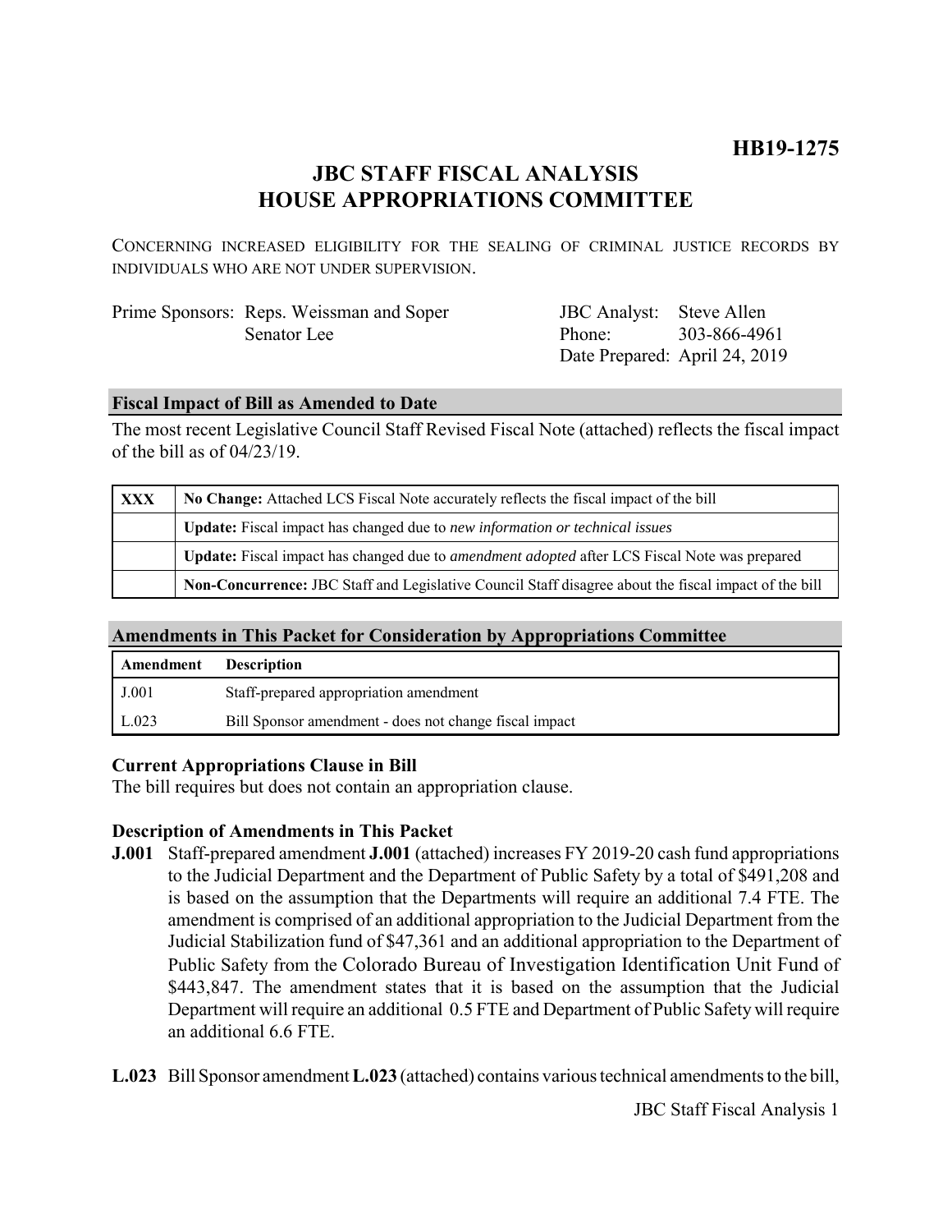**HB19-1275**

# JBC STAFF FISCAL ANALYSIS
# HOUSE APPROPRIATIONS COMMITTEE

CONCERNING INCREASED ELIGIBILITY FOR THE SEALING OF CRIMINAL JUSTICE RECORDS BY INDIVIDUALS WHO ARE NOT UNDER SUPERVISION.

| | | | |
|---|---|---|---|
| Prime Sponsors: | Reps. Weissman and Soper | JBC Analyst: | Steve Allen |
| | Senator Lee | Phone: | 303-866-4961 |
| | | Date Prepared: | April 24, 2019 |

## Fiscal Impact of Bill as Amended to Date

The most recent Legislative Council Staff Revised Fiscal Note (attached) reflects the fiscal impact of the bill as of 04/23/19.

| | |
|---|---|
| XXX | **No Change:** Attached LCS Fiscal Note accurately reflects the fiscal impact of the bill |
| | **Update:** Fiscal impact has changed due to *new information or technical issues* |
| | **Update:** Fiscal impact has changed due to *amendment adopted* after LCS Fiscal Note was prepared |
| | **Non-Concurrence:** JBC Staff and Legislative Council Staff disagree about the fiscal impact of the bill |

## Amendments in This Packet for Consideration by Appropriations Committee

| Amendment | Description |
|---|---|
| J.001 | Staff-prepared appropriation amendment |
| L.023 | Bill Sponsor amendment - does not change fiscal impact |

### Current Appropriations Clause in Bill

The bill requires but does not contain an appropriation clause.

### Description of Amendments in This Packet

**J.001** Staff-prepared amendment **J.001** (attached) increases FY 2019-20 cash fund appropriations to the Judicial Department and the Department of Public Safety by a total of $491,208 and is based on the assumption that the Departments will require an additional 7.4 FTE. The amendment is comprised of an additional appropriation to the Judicial Department from the Judicial Stabilization fund of $47,361 and an additional appropriation to the Department of Public Safety from the Colorado Bureau of Investigation Identification Unit Fund of $443,847. The amendment states that it is based on the assumption that the Judicial Department will require an additional 0.5 FTE and Department of Public Safety will require an additional 6.6 FTE.

**L.023** Bill Sponsor amendment **L.023** (attached) contains various technical amendments to the bill,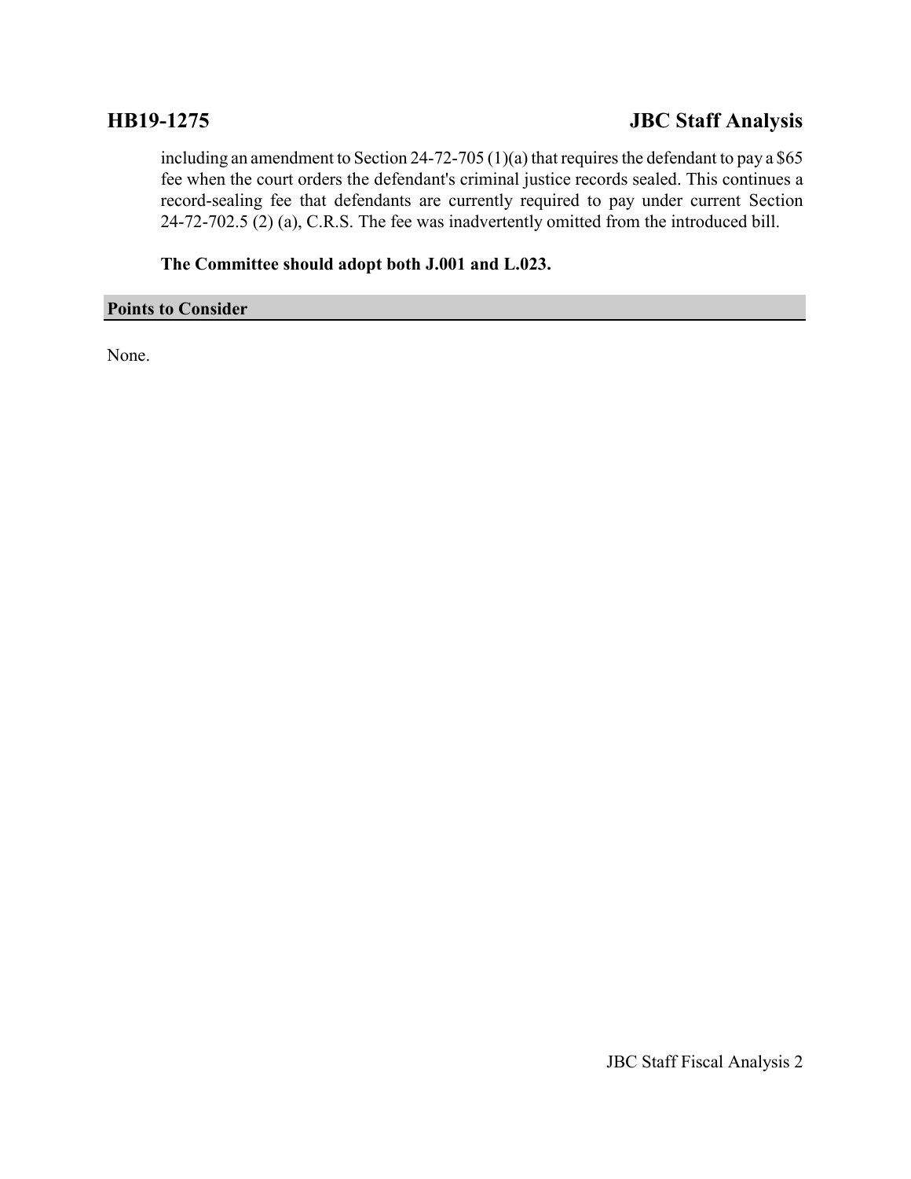including an amendment to Section 24-72-705 (1)(a) that requires the defendant to pay a $65 fee when the court orders the defendant's criminal justice records sealed. This continues a record-sealing fee that defendants are currently required to pay under current Section 24-72-702.5 (2) (a), C.R.S. The fee was inadvertently omitted from the introduced bill.

**The Committee should adopt both J.001 and L.023.**

## Points to Consider

None.